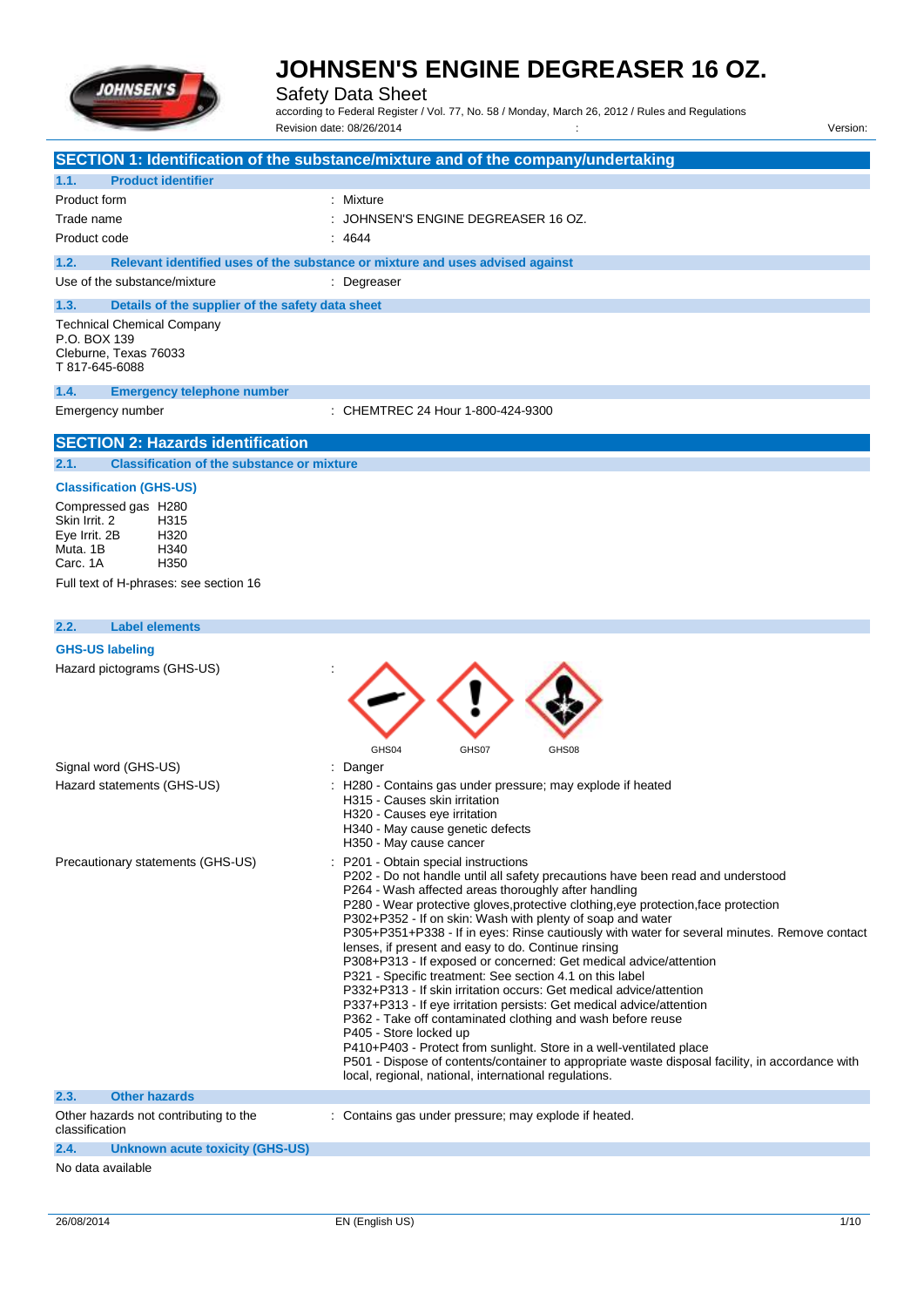# JOHNSEN'S ENGINE DEGREASER 16 OZ.

Safety Data Sheet

according to Federal Register / Vol. 77, No. 58 / Monday, March 26, 2012 / Rules and Regulations

Revision date: 08/26/2014 : Version:

## SECTION 1: Identification of the substance/mixture and of the company/undertaking

### 1.1. Product identifier

| | |
|---|---|
| Product form | : Mixture |
| Trade name | : JOHNSEN'S ENGINE DEGREASER 16 OZ. |
| Product code | : 4644 |

### 1.2. Relevant identified uses of the substance or mixture and uses advised against

| | |
|---|---|
| Use of the substance/mixture | : Degreaser |

### 1.3. Details of the supplier of the safety data sheet

Technical Chemical Company
P.O. BOX 139
Cleburne, Texas 76033
T 817-645-6088

### 1.4. Emergency telephone number

| | |
|---|---|
| Emergency number | : CHEMTREC 24 Hour 1-800-424-9300 |

## SECTION 2: Hazards identification

### 2.1. Classification of the substance or mixture

**Classification (GHS-US)**

| | |
|---|---|
| Compressed gas | H280 |
| Skin Irrit. 2 | H315 |
| Eye Irrit. 2B | H320 |
| Muta. 1B | H340 |
| Carc. 1A | H350 |

Full text of H-phrases: see section 16

### 2.2. Label elements

**GHS-US labeling**

Hazard pictograms (GHS-US) :

GHS04 GHS07 GHS08

Signal word (GHS-US) : Danger

Hazard statements (GHS-US) :
H280 - Contains gas under pressure; may explode if heated
H315 - Causes skin irritation
H320 - Causes eye irritation
H340 - May cause genetic defects
H350 - May cause cancer

Precautionary statements (GHS-US) :
P201 - Obtain special instructions
P202 - Do not handle until all safety precautions have been read and understood
P264 - Wash affected areas thoroughly after handling
P280 - Wear protective gloves,protective clothing,eye protection,face protection
P302+P352 - If on skin: Wash with plenty of soap and water
P305+P351+P338 - If in eyes: Rinse cautiously with water for several minutes. Remove contact lenses, if present and easy to do. Continue rinsing
P308+P313 - If exposed or concerned: Get medical advice/attention
P321 - Specific treatment: See section 4.1 on this label
P332+P313 - If skin irritation occurs: Get medical advice/attention
P337+P313 - If eye irritation persists: Get medical advice/attention
P362 - Take off contaminated clothing and wash before reuse
P405 - Store locked up
P410+P403 - Protect from sunlight. Store in a well-ventilated place
P501 - Dispose of contents/container to appropriate waste disposal facility, in accordance with local, regional, national, international regulations.

### 2.3. Other hazards

| | |
|---|---|
| Other hazards not contributing to the classification | : Contains gas under pressure; may explode if heated. |

### 2.4. Unknown acute toxicity (GHS-US)

No data available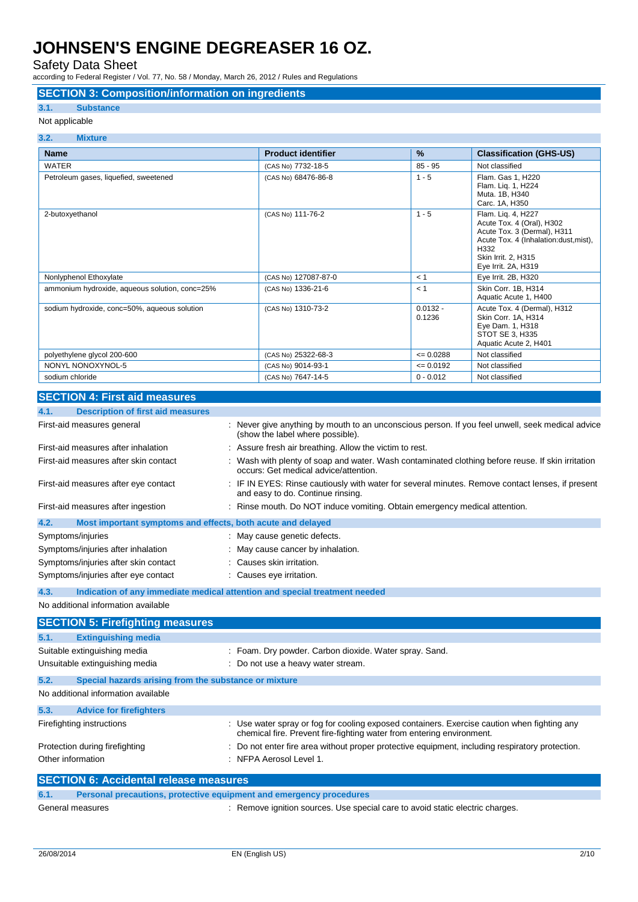# JOHNSEN'S ENGINE DEGREASER 16 OZ.

Safety Data Sheet

according to Federal Register / Vol. 77, No. 58 / Monday, March 26, 2012 / Rules and Regulations

## SECTION 3: Composition/information on ingredients

### 3.1. Substance

Not applicable

### 3.2. Mixture

| Name | Product identifier | % | Classification (GHS-US) |
|---|---|---|---|
| WATER | (CAS No) 7732-18-5 | 85 - 95 | Not classified |
| Petroleum gases, liquefied, sweetened | (CAS No) 68476-86-8 | 1 - 5 | Flam. Gas 1, H220<br>Flam. Liq. 1, H224<br>Muta. 1B, H340<br>Carc. 1A, H350 |
| 2-butoxyethanol | (CAS No) 111-76-2 | 1 - 5 | Flam. Liq. 4, H227<br>Acute Tox. 4 (Oral), H302<br>Acute Tox. 3 (Dermal), H311<br>Acute Tox. 4 (Inhalation:dust,mist), H332<br>Skin Irrit. 2, H315<br>Eye Irrit. 2A, H319 |
| Nonlyphenol Ethoxylate | (CAS No) 127087-87-0 | < 1 | Eye Irrit. 2B, H320 |
| ammonium hydroxide, aqueous solution, conc=25% | (CAS No) 1336-21-6 | < 1 | Skin Corr. 1B, H314<br>Aquatic Acute 1, H400 |
| sodium hydroxide, conc=50%, aqueous solution | (CAS No) 1310-73-2 | 0.0132 - 0.1236 | Acute Tox. 4 (Dermal), H312<br>Skin Corr. 1A, H314<br>Eye Dam. 1, H318<br>STOT SE 3, H335<br>Aquatic Acute 2, H401 |
| polyethylene glycol 200-600 | (CAS No) 25322-68-3 | <= 0.0288 | Not classified |
| NONYL NONOXYNOL-5 | (CAS No) 9014-93-1 | <= 0.0192 | Not classified |
| sodium chloride | (CAS No) 7647-14-5 | 0 - 0.012 | Not classified |

## SECTION 4: First aid measures

### 4.1. Description of first aid measures

First-aid measures general : Never give anything by mouth to an unconscious person. If you feel unwell, seek medical advice (show the label where possible).

First-aid measures after inhalation : Assure fresh air breathing. Allow the victim to rest.

First-aid measures after skin contact : Wash with plenty of soap and water. Wash contaminated clothing before reuse. If skin irritation occurs: Get medical advice/attention.

First-aid measures after eye contact : IF IN EYES: Rinse cautiously with water for several minutes. Remove contact lenses, if present and easy to do. Continue rinsing.

First-aid measures after ingestion : Rinse mouth. Do NOT induce vomiting. Obtain emergency medical attention.

### 4.2. Most important symptoms and effects, both acute and delayed

Symptoms/injuries : May cause genetic defects.

Symptoms/injuries after inhalation : May cause cancer by inhalation.

Symptoms/injuries after skin contact : Causes skin irritation.

Symptoms/injuries after eye contact : Causes eye irritation.

### 4.3. Indication of any immediate medical attention and special treatment needed

No additional information available

## SECTION 5: Firefighting measures

### 5.1. Extinguishing media

Suitable extinguishing media : Foam. Dry powder. Carbon dioxide. Water spray. Sand.

Unsuitable extinguishing media : Do not use a heavy water stream.

### 5.2. Special hazards arising from the substance or mixture

No additional information available

### 5.3. Advice for firefighters

Firefighting instructions : Use water spray or fog for cooling exposed containers. Exercise caution when fighting any chemical fire. Prevent fire-fighting water from entering environment.

Protection during firefighting : Do not enter fire area without proper protective equipment, including respiratory protection.

Other information : NFPA Aerosol Level 1.

## SECTION 6: Accidental release measures

### 6.1. Personal precautions, protective equipment and emergency procedures

General measures : Remove ignition sources. Use special care to avoid static electric charges.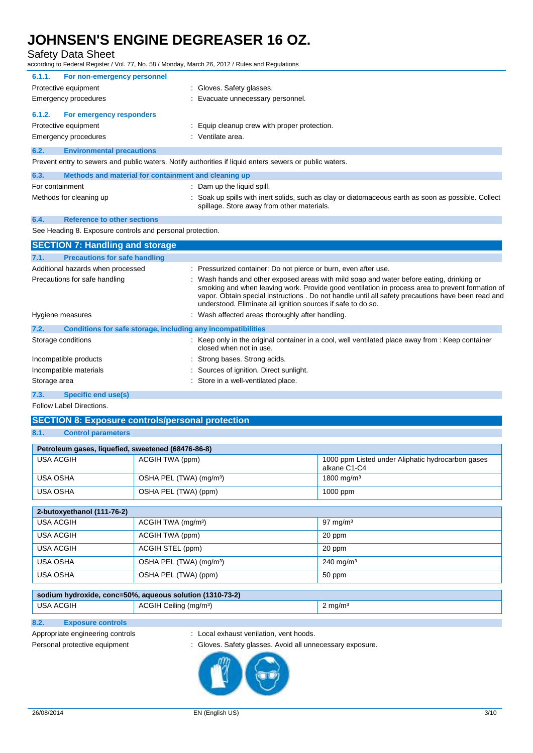### 6.1.1. For non-emergency personnel

Protective equipment : Gloves. Safety glasses.

Emergency procedures : Evacuate unnecessary personnel.

### 6.1.2. For emergency responders

Protective equipment : Equip cleanup crew with proper protection.

Emergency procedures : Ventilate area.

### 6.2. Environmental precautions

Prevent entry to sewers and public waters. Notify authorities if liquid enters sewers or public waters.

### 6.3. Methods and material for containment and cleaning up

For containment : Dam up the liquid spill.

Methods for cleaning up : Soak up spills with inert solids, such as clay or diatomaceous earth as soon as possible. Collect spillage. Store away from other materials.

### 6.4. Reference to other sections

See Heading 8. Exposure controls and personal protection.

## SECTION 7: Handling and storage

### 7.1. Precautions for safe handling

Additional hazards when processed : Pressurized container: Do not pierce or burn, even after use.

Precautions for safe handling : Wash hands and other exposed areas with mild soap and water before eating, drinking or smoking and when leaving work. Provide good ventilation in process area to prevent formation of vapor. Obtain special instructions . Do not handle until all safety precautions have been read and understood. Eliminate all ignition sources if safe to do so.

Hygiene measures : Wash affected areas thoroughly after handling.

### 7.2. Conditions for safe storage, including any incompatibilities

Storage conditions : Keep only in the original container in a cool, well ventilated place away from : Keep container closed when not in use.

Incompatible products : Strong bases. Strong acids.

Incompatible materials : Sources of ignition. Direct sunlight.

Storage area : Store in a well-ventilated place.

### 7.3. Specific end use(s)

Follow Label Directions.

## SECTION 8: Exposure controls/personal protection

### 8.1. Control parameters

| Petroleum gases, liquefied, sweetened (68476-86-8) | | |
|---|---|---|
| USA ACGIH | ACGIH TWA (ppm) | 1000 ppm Listed under Aliphatic hydrocarbon gases alkane C1-C4 |
| USA OSHA | OSHA PEL (TWA) (mg/m³) | 1800 mg/m³ |
| USA OSHA | OSHA PEL (TWA) (ppm) | 1000 ppm |

| 2-butoxyethanol (111-76-2) | | |
|---|---|---|
| USA ACGIH | ACGIH TWA (mg/m³) | 97 mg/m³ |
| USA ACGIH | ACGIH TWA (ppm) | 20 ppm |
| USA ACGIH | ACGIH STEL (ppm) | 20 ppm |
| USA OSHA | OSHA PEL (TWA) (mg/m³) | 240 mg/m³ |
| USA OSHA | OSHA PEL (TWA) (ppm) | 50 ppm |

| sodium hydroxide, conc=50%, aqueous solution (1310-73-2) | | |
|---|---|---|
| USA ACGIH | ACGIH Ceiling (mg/m³) | 2 mg/m³ |

### 8.2. Exposure controls

Appropriate engineering controls : Local exhaust venilation, vent hoods.

Personal protective equipment : Gloves. Safety glasses. Avoid all unnecessary exposure.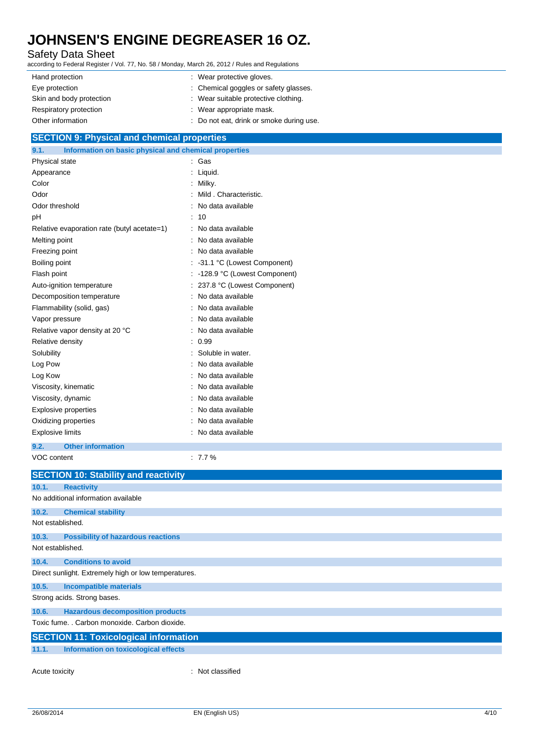| | |
|---|---|
| Hand protection | : Wear protective gloves. |
| Eye protection | : Chemical goggles or safety glasses. |
| Skin and body protection | : Wear suitable protective clothing. |
| Respiratory protection | : Wear appropriate mask. |
| Other information | : Do not eat, drink or smoke during use. |

## SECTION 9: Physical and chemical properties

### 9.1. Information on basic physical and chemical properties

| | |
|---|---|
| Physical state | : Gas |
| Appearance | : Liquid. |
| Color | : Milky. |
| Odor | : Mild . Characteristic. |
| Odor threshold | : No data available |
| pH | : 10 |
| Relative evaporation rate (butyl acetate=1) | : No data available |
| Melting point | : No data available |
| Freezing point | : No data available |
| Boiling point | : -31.1 °C (Lowest Component) |
| Flash point | : -128.9 °C (Lowest Component) |
| Auto-ignition temperature | : 237.8 °C (Lowest Component) |
| Decomposition temperature | : No data available |
| Flammability (solid, gas) | : No data available |
| Vapor pressure | : No data available |
| Relative vapor density at 20 °C | : No data available |
| Relative density | : 0.99 |
| Solubility | : Soluble in water. |
| Log Pow | : No data available |
| Log Kow | : No data available |
| Viscosity, kinematic | : No data available |
| Viscosity, dynamic | : No data available |
| Explosive properties | : No data available |
| Oxidizing properties | : No data available |
| Explosive limits | : No data available |

### 9.2. Other information

| | |
|---|---|
| VOC content | : 7.7 % |

## SECTION 10: Stability and reactivity

### 10.1. Reactivity

No additional information available

### 10.2. Chemical stability

Not established.

### 10.3. Possibility of hazardous reactions

Not established.

### 10.4. Conditions to avoid

Direct sunlight. Extremely high or low temperatures.

### 10.5. Incompatible materials

Strong acids. Strong bases.

### 10.6. Hazardous decomposition products

Toxic fume. . Carbon monoxide. Carbon dioxide.

## SECTION 11: Toxicological information

### 11.1. Information on toxicological effects

| | |
|---|---|
| Acute toxicity | : Not classified |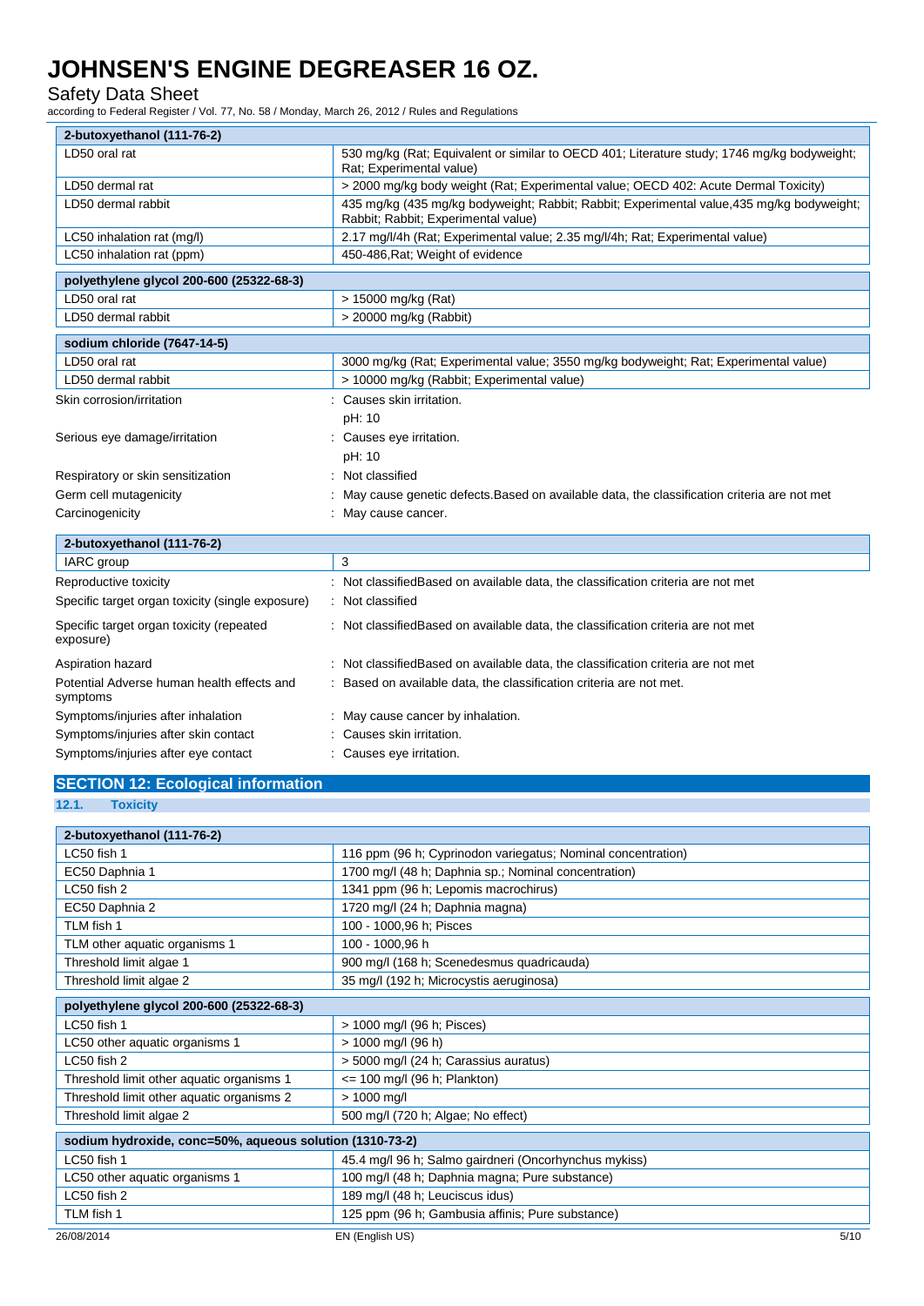| 2-butoxyethanol (111-76-2) | |
|---|---|
| LD50 oral rat | 530 mg/kg (Rat; Equivalent or similar to OECD 401; Literature study; 1746 mg/kg bodyweight; Rat; Experimental value) |
| LD50 dermal rat | > 2000 mg/kg body weight (Rat; Experimental value; OECD 402: Acute Dermal Toxicity) |
| LD50 dermal rabbit | 435 mg/kg (435 mg/kg bodyweight; Rabbit; Rabbit; Experimental value,435 mg/kg bodyweight; Rabbit; Rabbit; Experimental value) |
| LC50 inhalation rat (mg/l) | 2.17 mg/l/4h (Rat; Experimental value; 2.35 mg/l/4h; Rat; Experimental value) |
| LC50 inhalation rat (ppm) | 450-486,Rat; Weight of evidence |

| polyethylene glycol 200-600 (25322-68-3) | |
|---|---|
| LD50 oral rat | > 15000 mg/kg (Rat) |
| LD50 dermal rabbit | > 20000 mg/kg (Rabbit) |

| sodium chloride (7647-14-5) | |
|---|---|
| LD50 oral rat | 3000 mg/kg (Rat; Experimental value; 3550 mg/kg bodyweight; Rat; Experimental value) |
| LD50 dermal rabbit | > 10000 mg/kg (Rabbit; Experimental value) |

Skin corrosion/irritation : Causes skin irritation.

pH: 10

Serious eye damage/irritation : Causes eye irritation.

pH: 10

Respiratory or skin sensitization : Not classified

Germ cell mutagenicity : May cause genetic defects.Based on available data, the classification criteria are not met

Carcinogenicity : May cause cancer.

| 2-butoxyethanol (111-76-2) | |
|---|---|
| IARC group | 3 |

Reproductive toxicity : Not classifiedBased on available data, the classification criteria are not met

Specific target organ toxicity (single exposure) : Not classified

Specific target organ toxicity (repeated exposure) : Not classifiedBased on available data, the classification criteria are not met

Aspiration hazard : Not classifiedBased on available data, the classification criteria are not met

Potential Adverse human health effects and symptoms : Based on available data, the classification criteria are not met.

Symptoms/injuries after inhalation : May cause cancer by inhalation.

Symptoms/injuries after skin contact : Causes skin irritation.

Symptoms/injuries after eye contact : Causes eye irritation.

## SECTION 12: Ecological information

### 12.1. Toxicity

| 2-butoxyethanol (111-76-2) | |
|---|---|
| LC50 fish 1 | 116 ppm (96 h; Cyprinodon variegatus; Nominal concentration) |
| EC50 Daphnia 1 | 1700 mg/l (48 h; Daphnia sp.; Nominal concentration) |
| LC50 fish 2 | 1341 ppm (96 h; Lepomis macrochirus) |
| EC50 Daphnia 2 | 1720 mg/l (24 h; Daphnia magna) |
| TLM fish 1 | 100 - 1000,96 h; Pisces |
| TLM other aquatic organisms 1 | 100 - 1000,96 h |
| Threshold limit algae 1 | 900 mg/l (168 h; Scenedesmus quadricauda) |
| Threshold limit algae 2 | 35 mg/l (192 h; Microcystis aeruginosa) |

| polyethylene glycol 200-600 (25322-68-3) | |
|---|---|
| LC50 fish 1 | > 1000 mg/l (96 h; Pisces) |
| LC50 other aquatic organisms 1 | > 1000 mg/l (96 h) |
| LC50 fish 2 | > 5000 mg/l (24 h; Carassius auratus) |
| Threshold limit other aquatic organisms 1 | <= 100 mg/l (96 h; Plankton) |
| Threshold limit other aquatic organisms 2 | > 1000 mg/l |
| Threshold limit algae 2 | 500 mg/l (720 h; Algae; No effect) |

| sodium hydroxide, conc=50%, aqueous solution (1310-73-2) | |
|---|---|
| LC50 fish 1 | 45.4 mg/l 96 h; Salmo gairdneri (Oncorhynchus mykiss) |
| LC50 other aquatic organisms 1 | 100 mg/l (48 h; Daphnia magna; Pure substance) |
| LC50 fish 2 | 189 mg/l (48 h; Leuciscus idus) |
| TLM fish 1 | 125 ppm (96 h; Gambusia affinis; Pure substance) |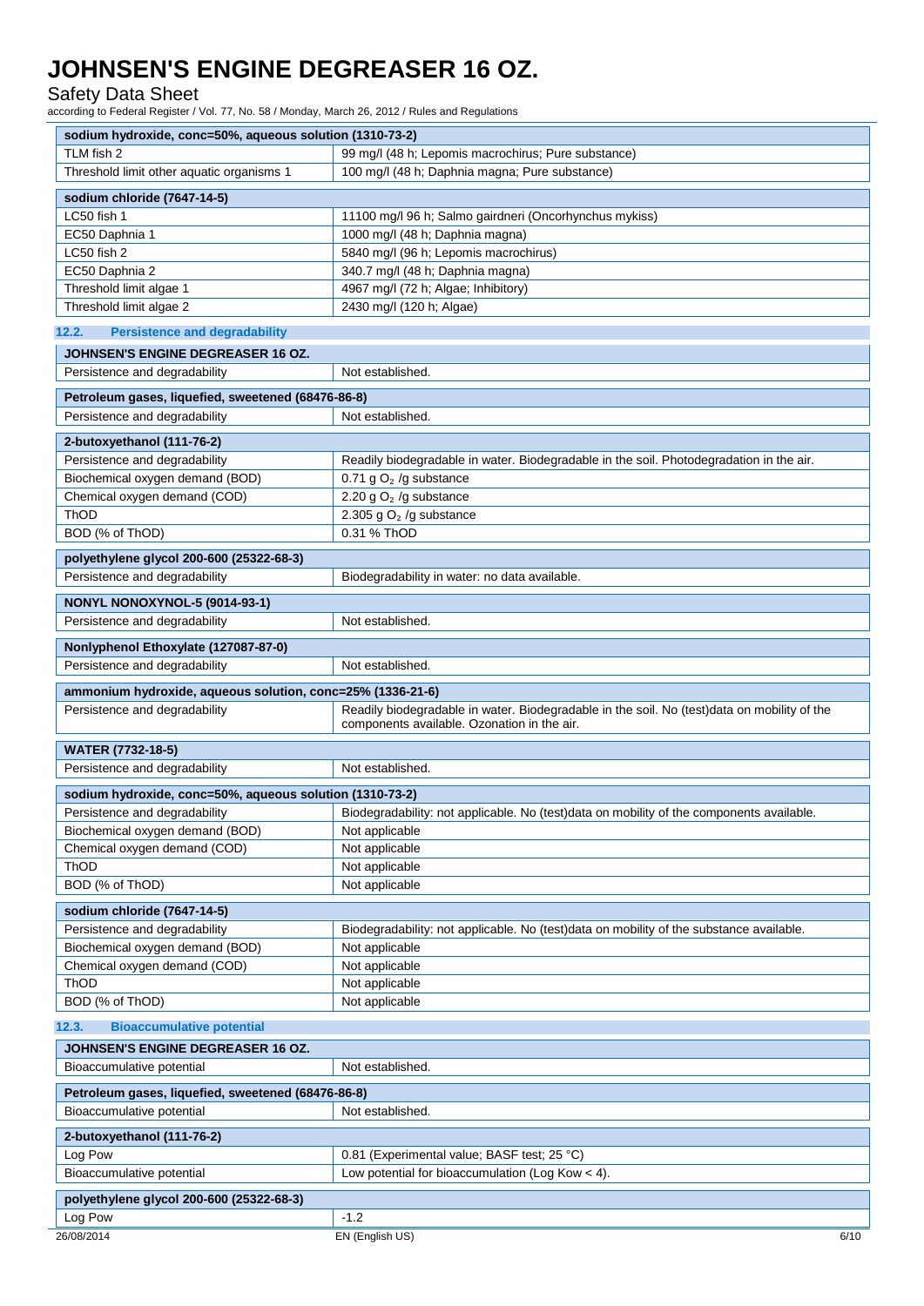| sodium hydroxide, conc=50%, aqueous solution (1310-73-2) | |
| --- | --- |
| TLM fish 2 | 99 mg/l (48 h; Lepomis macrochirus; Pure substance) |
| Threshold limit other aquatic organisms 1 | 100 mg/l (48 h; Daphnia magna; Pure substance) |

| sodium chloride (7647-14-5) | |
| --- | --- |
| LC50 fish 1 | 11100 mg/l 96 h; Salmo gairdneri (Oncorhynchus mykiss) |
| EC50 Daphnia 1 | 1000 mg/l (48 h; Daphnia magna) |
| LC50 fish 2 | 5840 mg/l (96 h; Lepomis macrochirus) |
| EC50 Daphnia 2 | 340.7 mg/l (48 h; Daphnia magna) |
| Threshold limit algae 1 | 4967 mg/l (72 h; Algae; Inhibitory) |
| Threshold limit algae 2 | 2430 mg/l (120 h; Algae) |

### 12.2. Persistence and degradability

| JOHNSEN'S ENGINE DEGREASER 16 OZ. | |
| --- | --- |
| Persistence and degradability | Not established. |

| Petroleum gases, liquefied, sweetened (68476-86-8) | |
| --- | --- |
| Persistence and degradability | Not established. |

| 2-butoxyethanol (111-76-2) | |
| --- | --- |
| Persistence and degradability | Readily biodegradable in water. Biodegradable in the soil. Photodegradation in the air. |
| Biochemical oxygen demand (BOD) | 0.71 g $O_2$ /g substance |
| Chemical oxygen demand (COD) | 2.20 g $O_2$ /g substance |
| ThOD | 2.305 g $O_2$ /g substance |
| BOD (% of ThOD) | 0.31 % ThOD |

| polyethylene glycol 200-600 (25322-68-3) | |
| --- | --- |
| Persistence and degradability | Biodegradability in water: no data available. |

| NONYL NONOXYNOL-5 (9014-93-1) | |
| --- | --- |
| Persistence and degradability | Not established. |

| Nonlyphenol Ethoxylate (127087-87-0) | |
| --- | --- |
| Persistence and degradability | Not established. |

| ammonium hydroxide, aqueous solution, conc=25% (1336-21-6) | |
| --- | --- |
| Persistence and degradability | Readily biodegradable in water. Biodegradable in the soil. No (test)data on mobility of the components available. Ozonation in the air. |

| WATER (7732-18-5) | |
| --- | --- |
| Persistence and degradability | Not established. |

| sodium hydroxide, conc=50%, aqueous solution (1310-73-2) | |
| --- | --- |
| Persistence and degradability | Biodegradability: not applicable. No (test)data on mobility of the components available. |
| Biochemical oxygen demand (BOD) | Not applicable |
| Chemical oxygen demand (COD) | Not applicable |
| ThOD | Not applicable |
| BOD (% of ThOD) | Not applicable |

| sodium chloride (7647-14-5) | |
| --- | --- |
| Persistence and degradability | Biodegradability: not applicable. No (test)data on mobility of the substance available. |
| Biochemical oxygen demand (BOD) | Not applicable |
| Chemical oxygen demand (COD) | Not applicable |
| ThOD | Not applicable |
| BOD (% of ThOD) | Not applicable |

### 12.3. Bioaccumulative potential

| JOHNSEN'S ENGINE DEGREASER 16 OZ. | |
| --- | --- |
| Bioaccumulative potential | Not established. |

| Petroleum gases, liquefied, sweetened (68476-86-8) | |
| --- | --- |
| Bioaccumulative potential | Not established. |

| 2-butoxyethanol (111-76-2) | |
| --- | --- |
| Log Pow | 0.81 (Experimental value; BASF test; 25 °C) |
| Bioaccumulative potential | Low potential for bioaccumulation (Log Kow < 4). |

| polyethylene glycol 200-600 (25322-68-3) | |
| --- | --- |
| Log Pow | -1.2 |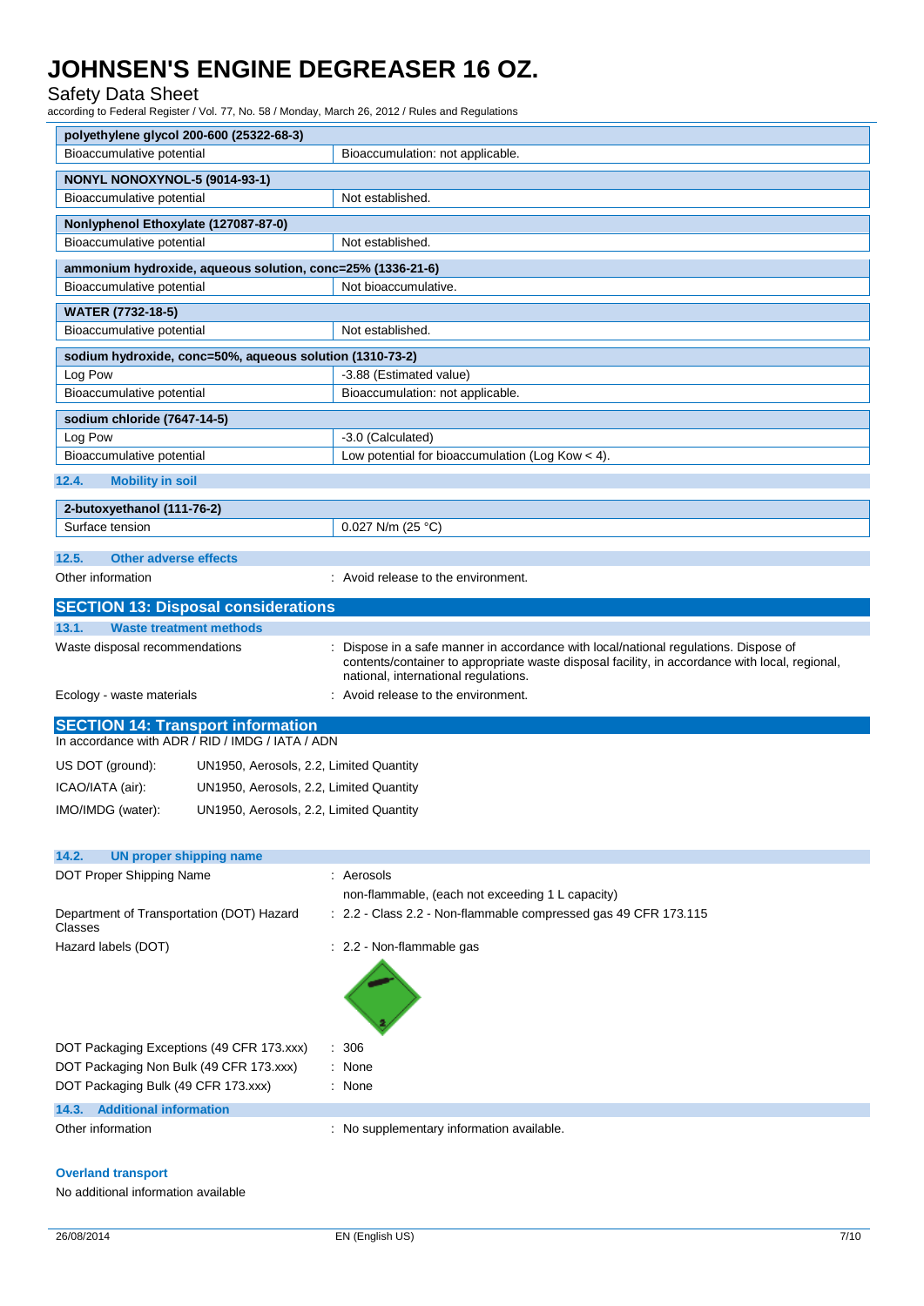| polyethylene glycol 200-600 (25322-68-3) | |
|---|---|
| Bioaccumulative potential | Bioaccumulation: not applicable. |

| NONYL NONOXYNOL-5 (9014-93-1) | |
|---|---|
| Bioaccumulative potential | Not established. |

| Nonlyphenol Ethoxylate (127087-87-0) | |
|---|---|
| Bioaccumulative potential | Not established. |

| ammonium hydroxide, aqueous solution, conc=25% (1336-21-6) | |
|---|---|
| Bioaccumulative potential | Not bioaccumulative. |

| WATER (7732-18-5) | |
|---|---|
| Bioaccumulative potential | Not established. |

| sodium hydroxide, conc=50%, aqueous solution (1310-73-2) | |
|---|---|
| Log Pow | -3.88 (Estimated value) |
| Bioaccumulative potential | Bioaccumulation: not applicable. |

| sodium chloride (7647-14-5) | |
|---|---|
| Log Pow | -3.0 (Calculated) |
| Bioaccumulative potential | Low potential for bioaccumulation (Log Kow < 4). |

### 12.4. Mobility in soil

| 2-butoxyethanol (111-76-2) | |
|---|---|
| Surface tension | 0.027 N/m (25 °C) |

### 12.5. Other adverse effects

Other information : Avoid release to the environment.

## SECTION 13: Disposal considerations

### 13.1. Waste treatment methods

Waste disposal recommendations : Dispose in a safe manner in accordance with local/national regulations. Dispose of contents/container to appropriate waste disposal facility, in accordance with local, regional, national, international regulations.

Ecology - waste materials : Avoid release to the environment.

## SECTION 14: Transport information

In accordance with ADR / RID / IMDG / IATA / ADN

US DOT (ground): UN1950, Aerosols, 2.2, Limited Quantity

ICAO/IATA (air): UN1950, Aerosols, 2.2, Limited Quantity

IMO/IMDG (water): UN1950, Aerosols, 2.2, Limited Quantity

### 14.2. UN proper shipping name

DOT Proper Shipping Name : Aerosols
non-flammable, (each not exceeding 1 L capacity)

Department of Transportation (DOT) Hazard Classes : 2.2 - Class 2.2 - Non-flammable compressed gas 49 CFR 173.115

Hazard labels (DOT) : 2.2 - Non-flammable gas

DOT Packaging Exceptions (49 CFR 173.xxx) : 306

DOT Packaging Non Bulk (49 CFR 173.xxx) : None

DOT Packaging Bulk (49 CFR 173.xxx) : None

### 14.3. Additional information

Other information : No supplementary information available.

**Overland transport**

No additional information available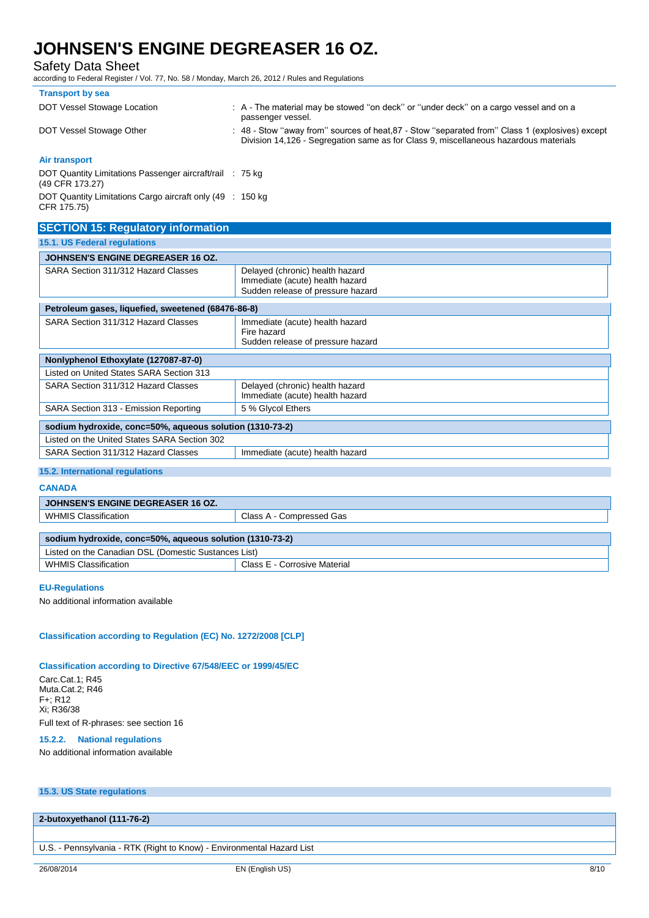**Transport by sea**

| | |
|---|---|
| DOT Vessel Stowage Location | : A - The material may be stowed "on deck" or "under deck" on a cargo vessel and on a passenger vessel. |
| DOT Vessel Stowage Other | : 48 - Stow "away from" sources of heat,87 - Stow "separated from" Class 1 (explosives) except Division 14,126 - Segregation same as for Class 9, miscellaneous hazardous materials |

**Air transport**

| | |
|---|---|
| DOT Quantity Limitations Passenger aircraft/rail (49 CFR 173.27) | : 75 kg |
| DOT Quantity Limitations Cargo aircraft only (49 CFR 175.75) | : 150 kg |

## SECTION 15: Regulatory information

### 15.1. US Federal regulations

| JOHNSEN'S ENGINE DEGREASER 16 OZ. | |
|---|---|
| SARA Section 311/312 Hazard Classes | Delayed (chronic) health hazard<br>Immediate (acute) health hazard<br>Sudden release of pressure hazard |

| Petroleum gases, liquefied, sweetened (68476-86-8) | |
|---|---|
| SARA Section 311/312 Hazard Classes | Immediate (acute) health hazard<br>Fire hazard<br>Sudden release of pressure hazard |

| Nonlyphenol Ethoxylate (127087-87-0) | |
|---|---|
| Listed on United States SARA Section 313 | |
| SARA Section 311/312 Hazard Classes | Delayed (chronic) health hazard<br>Immediate (acute) health hazard |
| SARA Section 313 - Emission Reporting | 5 % Glycol Ethers |

| sodium hydroxide, conc=50%, aqueous solution (1310-73-2) | |
|---|---|
| Listed on the United States SARA Section 302 | |
| SARA Section 311/312 Hazard Classes | Immediate (acute) health hazard |

### 15.2. International regulations

**CANADA**

| JOHNSEN'S ENGINE DEGREASER 16 OZ. | |
|---|---|
| WHMIS Classification | Class A - Compressed Gas |

| sodium hydroxide, conc=50%, aqueous solution (1310-73-2) | |
|---|---|
| Listed on the Canadian DSL (Domestic Sustances List) | |
| WHMIS Classification | Class E - Corrosive Material |

**EU-Regulations**

No additional information available

**Classification according to Regulation (EC) No. 1272/2008 [CLP]**

**Classification according to Directive 67/548/EEC or 1999/45/EC**

Carc.Cat.1; R45
Muta.Cat.2; R46
F+; R12
Xi; R36/38

Full text of R-phrases: see section 16

#### 15.2.2. National regulations

No additional information available

### 15.3. US State regulations

| 2-butoxyethanol (111-76-2) |
|---|
| |
| U.S. - Pennsylvania - RTK (Right to Know) - Environmental Hazard List |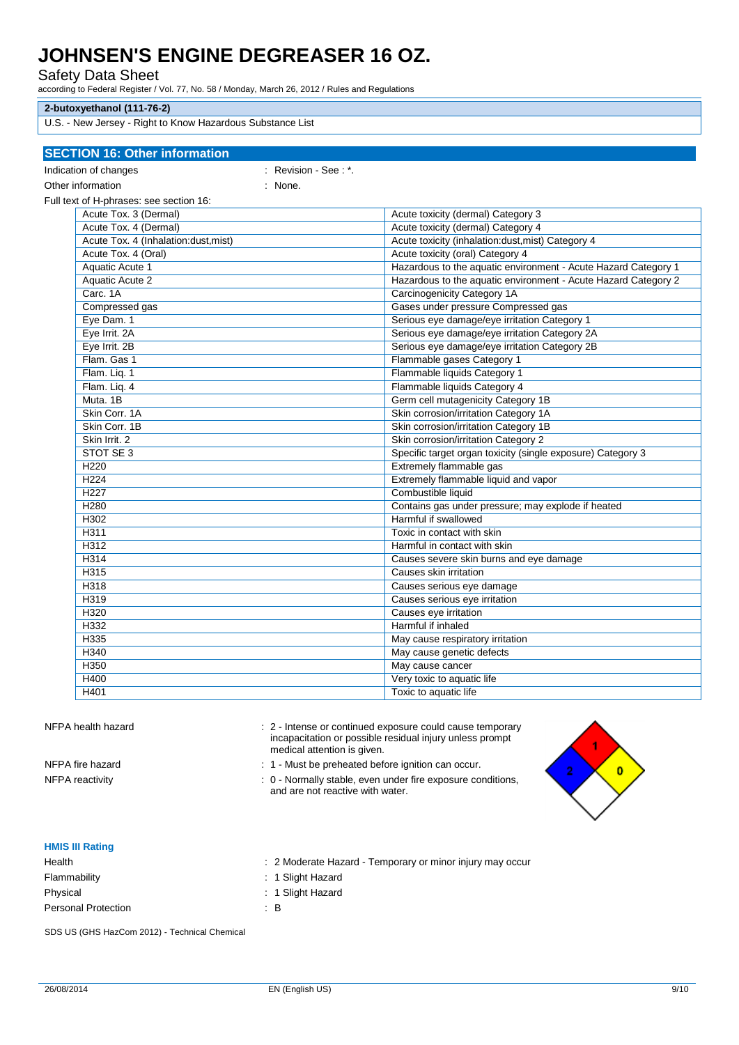**2-butoxyethanol (111-76-2)**

U.S. - New Jersey - Right to Know Hazardous Substance List

## SECTION 16: Other information

Indication of changes : Revision - See : *.

Other information : None.

Full text of H-phrases: see section 16:

| | |
|---|---|
| Acute Tox. 3 (Dermal) | Acute toxicity (dermal) Category 3 |
| Acute Tox. 4 (Dermal) | Acute toxicity (dermal) Category 4 |
| Acute Tox. 4 (Inhalation:dust,mist) | Acute toxicity (inhalation:dust,mist) Category 4 |
| Acute Tox. 4 (Oral) | Acute toxicity (oral) Category 4 |
| Aquatic Acute 1 | Hazardous to the aquatic environment - Acute Hazard Category 1 |
| Aquatic Acute 2 | Hazardous to the aquatic environment - Acute Hazard Category 2 |
| Carc. 1A | Carcinogenicity Category 1A |
| Compressed gas | Gases under pressure Compressed gas |
| Eye Dam. 1 | Serious eye damage/eye irritation Category 1 |
| Eye Irrit. 2A | Serious eye damage/eye irritation Category 2A |
| Eye Irrit. 2B | Serious eye damage/eye irritation Category 2B |
| Flam. Gas 1 | Flammable gases Category 1 |
| Flam. Liq. 1 | Flammable liquids Category 1 |
| Flam. Liq. 4 | Flammable liquids Category 4 |
| Muta. 1B | Germ cell mutagenicity Category 1B |
| Skin Corr. 1A | Skin corrosion/irritation Category 1A |
| Skin Corr. 1B | Skin corrosion/irritation Category 1B |
| Skin Irrit. 2 | Skin corrosion/irritation Category 2 |
| STOT SE 3 | Specific target organ toxicity (single exposure) Category 3 |
| H220 | Extremely flammable gas |
| H224 | Extremely flammable liquid and vapor |
| H227 | Combustible liquid |
| H280 | Contains gas under pressure; may explode if heated |
| H302 | Harmful if swallowed |
| H311 | Toxic in contact with skin |
| H312 | Harmful in contact with skin |
| H314 | Causes severe skin burns and eye damage |
| H315 | Causes skin irritation |
| H318 | Causes serious eye damage |
| H319 | Causes serious eye irritation |
| H320 | Causes eye irritation |
| H332 | Harmful if inhaled |
| H335 | May cause respiratory irritation |
| H340 | May cause genetic defects |
| H350 | May cause cancer |
| H400 | Very toxic to aquatic life |
| H401 | Toxic to aquatic life |

NFPA health hazard : 2 - Intense or continued exposure could cause temporary incapacitation or possible residual injury unless prompt medical attention is given.

NFPA fire hazard : 1 - Must be preheated before ignition can occur.

NFPA reactivity : 0 - Normally stable, even under fire exposure conditions, and are not reactive with water.

### HMIS III Rating

Health : 2 Moderate Hazard - Temporary or minor injury may occur

Flammability : 1 Slight Hazard

Physical : 1 Slight Hazard

Personal Protection : B

SDS US (GHS HazCom 2012) - Technical Chemical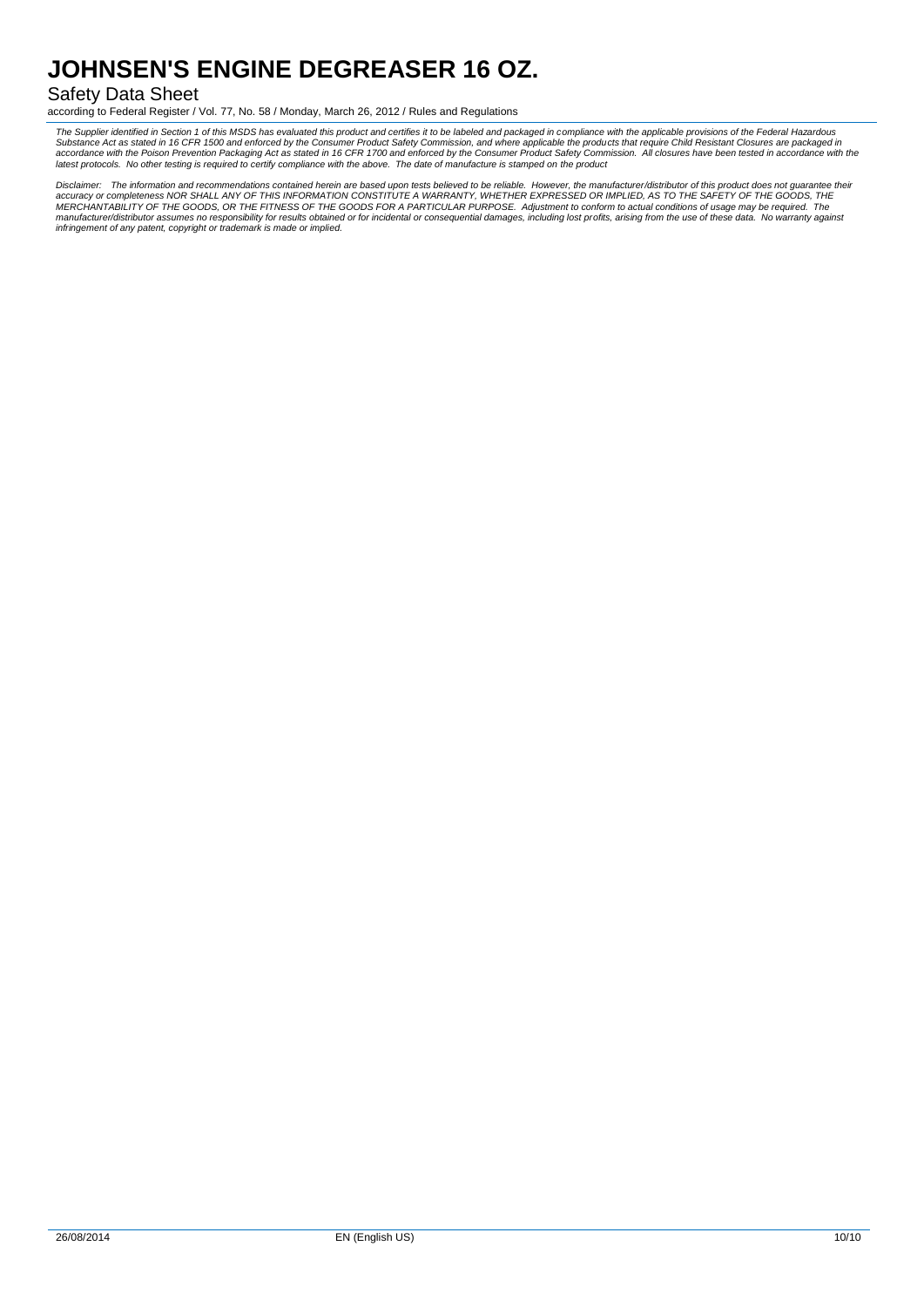*The Supplier identified in Section 1 of this MSDS has evaluated this product and certifies it to be labeled and packaged in compliance with the applicable provisions of the Federal Hazardous Substance Act as stated in 16 CFR 1500 and enforced by the Consumer Product Safety Commission, and where applicable the products that require Child Resistant Closures are packaged in accordance with the Poison Prevention Packaging Act as stated in 16 CFR 1700 and enforced by the Consumer Product Safety Commission. All closures have been tested in accordance with the latest protocols. No other testing is required to certify compliance with the above. The date of manufacture is stamped on the product*

*Disclaimer: The information and recommendations contained herein are based upon tests believed to be reliable. However, the manufacturer/distributor of this product does not guarantee their accuracy or completeness NOR SHALL ANY OF THIS INFORMATION CONSTITUTE A WARRANTY, WHETHER EXPRESSED OR IMPLIED, AS TO THE SAFETY OF THE GOODS, THE MERCHANTABILITY OF THE GOODS, OR THE FITNESS OF THE GOODS FOR A PARTICULAR PURPOSE. Adjustment to conform to actual conditions of usage may be required. The manufacturer/distributor assumes no responsibility for results obtained or for incidental or consequential damages, including lost profits, arising from the use of these data. No warranty against infringement of any patent, copyright or trademark is made or implied.*